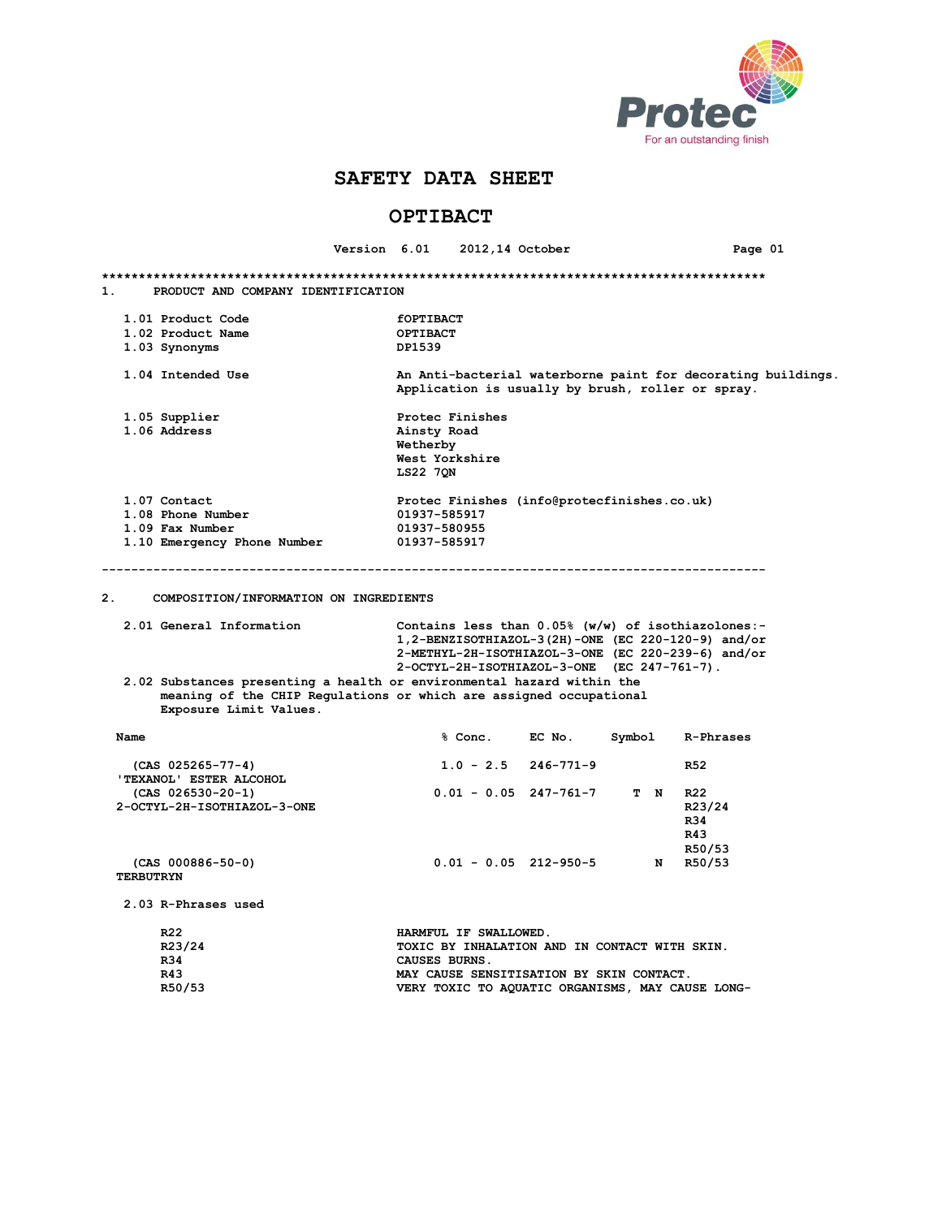Protec

For an outstanding finish

# SAFETY DATA SHEET

# OPTIBACT

Version 6.01 2012,14 October Page 01

******************************************************************************************

## 1. PRODUCT AND COMPANY IDENTIFICATION

| | |
|---|---|
| 1.01 Product Code | fOPTIBACT |
| 1.02 Product Name | OPTIBACT |
| 1.03 Synonyms | DP1539 |
| 1.04 Intended Use | An Anti-bacterial waterborne paint for decorating buildings. Application is usually by brush, roller or spray. |
| 1.05 Supplier | Protec Finishes |
| 1.06 Address | Ainsty Road<br>Wetherby<br>West Yorkshire<br>LS22 7QN |
| 1.07 Contact | Protec Finishes (info@protecfinishes.co.uk) |
| 1.08 Phone Number | 01937-585917 |
| 1.09 Fax Number | 01937-580955 |
| 1.10 Emergency Phone Number | 01937-585917 |

------------------------------------------------------------------------------------------

## 2. COMPOSITION/INFORMATION ON INGREDIENTS

2.01 General Information

Contains less than 0.05% (w/w) of isothiazolones:-
1,2-BENZISOTHIAZOL-3(2H)-ONE (EC 220-120-9) and/or
2-METHYL-2H-ISOTHIAZOL-3-ONE (EC 220-239-6) and/or
2-OCTYL-2H-ISOTHIAZOL-3-ONE (EC 247-761-7).

2.02 Substances presenting a health or environmental hazard within the meaning of the CHIP Regulations or which are assigned occupational Exposure Limit Values.

| Name | % Conc. | EC No. | Symbol | R-Phrases |
|---|---|---|---|---|
| (CAS 025265-77-4)<br>'TEXANOL' ESTER ALCOHOL | 1.0 - 2.5 | 246-771-9 | | R52 |
| (CAS 026530-20-1)<br>2-OCTYL-2H-ISOTHIAZOL-3-ONE | 0.01 - 0.05 | 247-761-7 | T N | R22<br>R23/24<br>R34<br>R43<br>R50/53 |
| (CAS 000886-50-0)<br>TERBUTRYN | 0.01 - 0.05 | 212-950-5 | N | R50/53 |

2.03 R-Phrases used

| | |
|---|---|
| R22 | HARMFUL IF SWALLOWED. |
| R23/24 | TOXIC BY INHALATION AND IN CONTACT WITH SKIN. |
| R34 | CAUSES BURNS. |
| R43 | MAY CAUSE SENSITISATION BY SKIN CONTACT. |
| R50/53 | VERY TOXIC TO AQUATIC ORGANISMS, MAY CAUSE LONG- |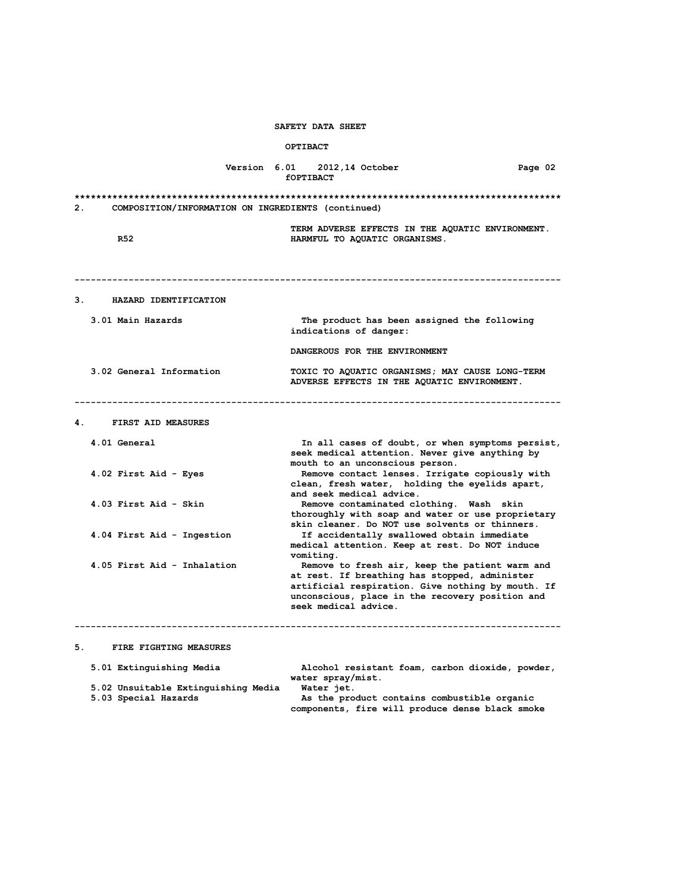## 2. COMPOSITION/INFORMATION ON INGREDIENTS (continued)

| | |
|---|---|
| | TERM ADVERSE EFFECTS IN THE AQUATIC ENVIRONMENT. |
| R52 | HARMFUL TO AQUATIC ORGANISMS. |

---

## 3. HAZARD IDENTIFICATION

| | |
|---|---|
| 3.01 Main Hazards | The product has been assigned the following indications of danger: |
| | DANGEROUS FOR THE ENVIRONMENT |
| 3.02 General Information | TOXIC TO AQUATIC ORGANISMS; MAY CAUSE LONG-TERM ADVERSE EFFECTS IN THE AQUATIC ENVIRONMENT. |

---

## 4. FIRST AID MEASURES

| | |
|---|---|
| 4.01 General | In all cases of doubt, or when symptoms persist, seek medical attention. Never give anything by mouth to an unconscious person. |
| 4.02 First Aid - Eyes | Remove contact lenses. Irrigate copiously with clean, fresh water, holding the eyelids apart, and seek medical advice. |
| 4.03 First Aid - Skin | Remove contaminated clothing. Wash skin thoroughly with soap and water or use proprietary skin cleaner. Do NOT use solvents or thinners. |
| 4.04 First Aid - Ingestion | If accidentally swallowed obtain immediate medical attention. Keep at rest. Do NOT induce vomiting. |
| 4.05 First Aid - Inhalation | Remove to fresh air, keep the patient warm and at rest. If breathing has stopped, administer artificial respiration. Give nothing by mouth. If unconscious, place in the recovery position and seek medical advice. |

---

## 5. FIRE FIGHTING MEASURES

| | |
|---|---|
| 5.01 Extinguishing Media | Alcohol resistant foam, carbon dioxide, powder, water spray/mist. |
| 5.02 Unsuitable Extinguishing Media | Water jet. |
| 5.03 Special Hazards | As the product contains combustible organic components, fire will produce dense black smoke |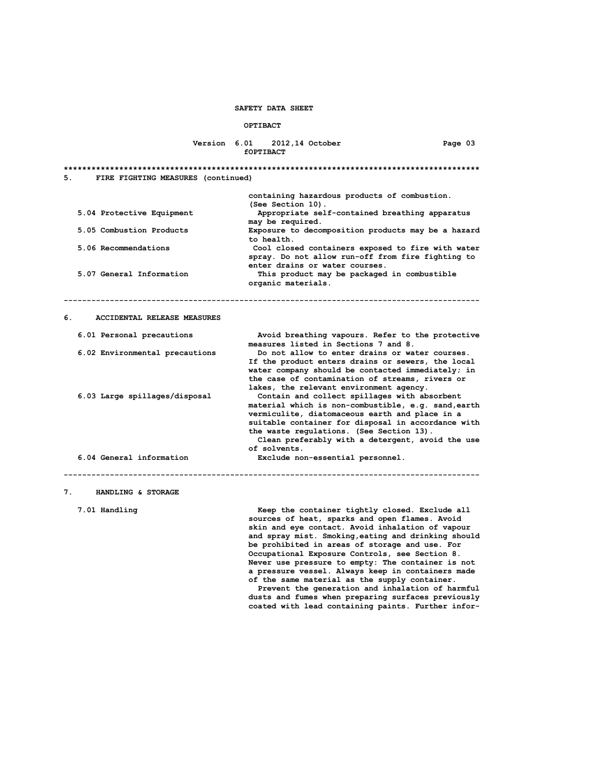## 5. FIRE FIGHTING MEASURES (continued)

containing hazardous products of combustion. (See Section 10).

**5.04 Protective Equipment**
Appropriate self-contained breathing apparatus may be required.

**5.05 Combustion Products**
Exposure to decomposition products may be a hazard to health.

**5.06 Recommendations**
Cool closed containers exposed to fire with water spray. Do not allow run-off from fire fighting to enter drains or water courses.

**5.07 General Information**
This product may be packaged in combustible organic materials.

---

## 6. ACCIDENTAL RELEASE MEASURES

**6.01 Personal precautions**
Avoid breathing vapours. Refer to the protective measures listed in Sections 7 and 8.

**6.02 Environmental precautions**
Do not allow to enter drains or water courses. If the product enters drains or sewers, the local water company should be contacted immediately; in the case of contamination of streams, rivers or lakes, the relevant environment agency.

**6.03 Large spillages/disposal**
Contain and collect spillages with absorbent material which is non-combustible, e.g. sand,earth vermiculite, diatomaceous earth and place in a suitable container for disposal in accordance with the waste regulations. (See Section 13).
Clean preferably with a detergent, avoid the use of solvents.

**6.04 General information**
Exclude non-essential personnel.

---

## 7. HANDLING & STORAGE

**7.01 Handling**
Keep the container tightly closed. Exclude all sources of heat, sparks and open flames. Avoid skin and eye contact. Avoid inhalation of vapour and spray mist. Smoking,eating and drinking should be prohibited in areas of storage and use. For Occupational Exposure Controls, see Section 8. Never use pressure to empty: The container is not a pressure vessel. Always keep in containers made of the same material as the supply container.
Prevent the generation and inhalation of harmful dusts and fumes when preparing surfaces previously coated with lead containing paints. Further infor-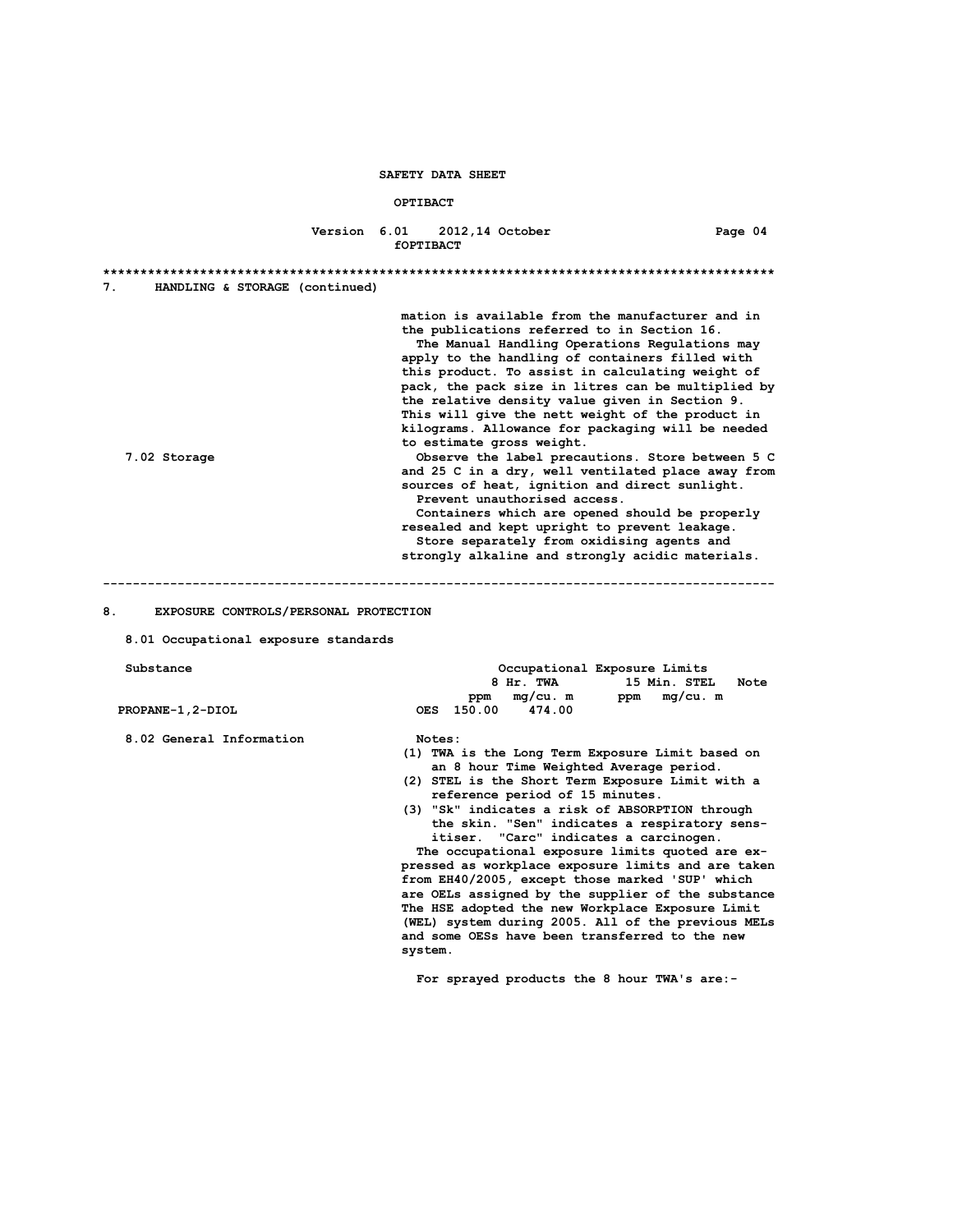## 7. HANDLING & STORAGE (continued)

mation is available from the manufacturer and in the publications referred to in Section 16.

The Manual Handling Operations Regulations may apply to the handling of containers filled with this product. To assist in calculating weight of pack, the pack size in litres can be multiplied by the relative density value given in Section 9. This will give the nett weight of the product in kilograms. Allowance for packaging will be needed to estimate gross weight.

**7.02 Storage**

Observe the label precautions. Store between 5 C and 25 C in a dry, well ventilated place away from sources of heat, ignition and direct sunlight.

Prevent unauthorised access.

Containers which are opened should be properly resealed and kept upright to prevent leakage.

Store separately from oxidising agents and strongly alkaline and strongly acidic materials.

---

## 8. EXPOSURE CONTROLS/PERSONAL PROTECTION

**8.01 Occupational exposure standards**

| Substance | | Occupational Exposure Limits | | | | |
|---|---|---|---|---|---|---|
| | | 8 Hr. TWA | | 15 Min. STEL | | Note |
| | | ppm | mg/cu. m | ppm | mg/cu. m | |
| PROPANE-1,2-DIOL | OES | 150.00 | 474.00 | | | |

**8.02 General Information**

Notes:

(1) TWA is the Long Term Exposure Limit based on an 8 hour Time Weighted Average period.
(2) STEL is the Short Term Exposure Limit with a reference period of 15 minutes.
(3) "Sk" indicates a risk of ABSORPTION through the skin. "Sen" indicates a respiratory sensitiser. "Carc" indicates a carcinogen.

The occupational exposure limits quoted are expressed as workplace exposure limits and are taken from EH40/2005, except those marked 'SUP' which are OELs assigned by the supplier of the substance The HSE adopted the new Workplace Exposure Limit (WEL) system during 2005. All of the previous MELs and some OESs have been transferred to the new system.

For sprayed products the 8 hour TWA's are:-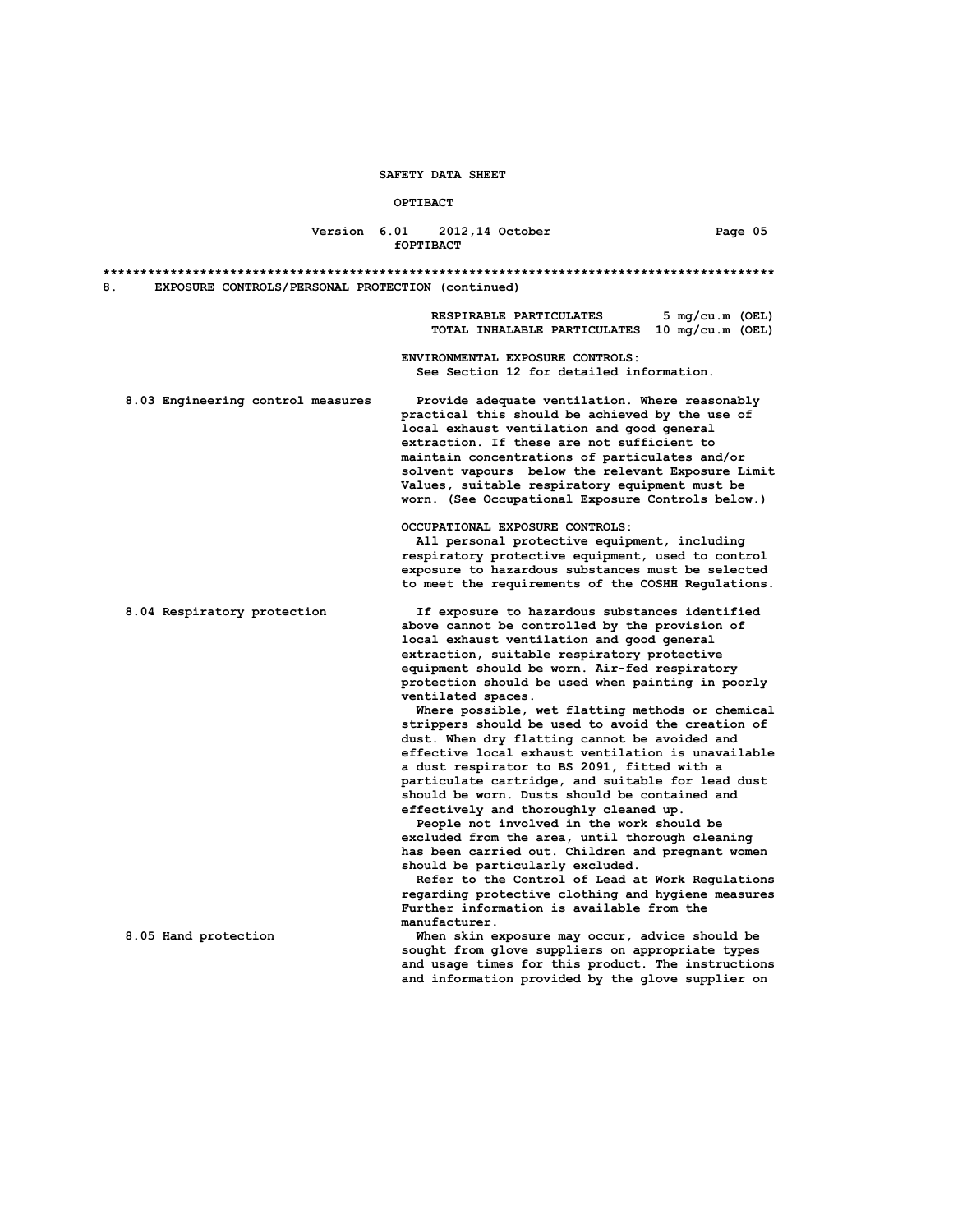## 8. EXPOSURE CONTROLS/PERSONAL PROTECTION (continued)

| | | |
|---|---|---|
| RESPIRABLE PARTICULATES | 5 mg/cu.m | (OEL) |
| TOTAL INHALABLE PARTICULATES | 10 mg/cu.m | (OEL) |

ENVIRONMENTAL EXPOSURE CONTROLS:
See Section 12 for detailed information.

**8.03 Engineering control measures**

Provide adequate ventilation. Where reasonably practical this should be achieved by the use of local exhaust ventilation and good general extraction. If these are not sufficient to maintain concentrations of particulates and/or solvent vapours below the relevant Exposure Limit Values, suitable respiratory equipment must be worn. (See Occupational Exposure Controls below.)

OCCUPATIONAL EXPOSURE CONTROLS:
All personal protective equipment, including respiratory protective equipment, used to control exposure to hazardous substances must be selected to meet the requirements of the COSHH Regulations.

**8.04 Respiratory protection**

If exposure to hazardous substances identified above cannot be controlled by the provision of local exhaust ventilation and good general extraction, suitable respiratory protective equipment should be worn. Air-fed respiratory protection should be used when painting in poorly ventilated spaces.

Where possible, wet flatting methods or chemical strippers should be used to avoid the creation of dust. When dry flatting cannot be avoided and effective local exhaust ventilation is unavailable a dust respirator to BS 2091, fitted with a particulate cartridge, and suitable for lead dust should be worn. Dusts should be contained and effectively and thoroughly cleaned up.

People not involved in the work should be excluded from the area, until thorough cleaning has been carried out. Children and pregnant women should be particularly excluded.

Refer to the Control of Lead at Work Regulations regarding protective clothing and hygiene measures Further information is available from the manufacturer.

**8.05 Hand protection**

When skin exposure may occur, advice should be sought from glove suppliers on appropriate types and usage times for this product. The instructions and information provided by the glove supplier on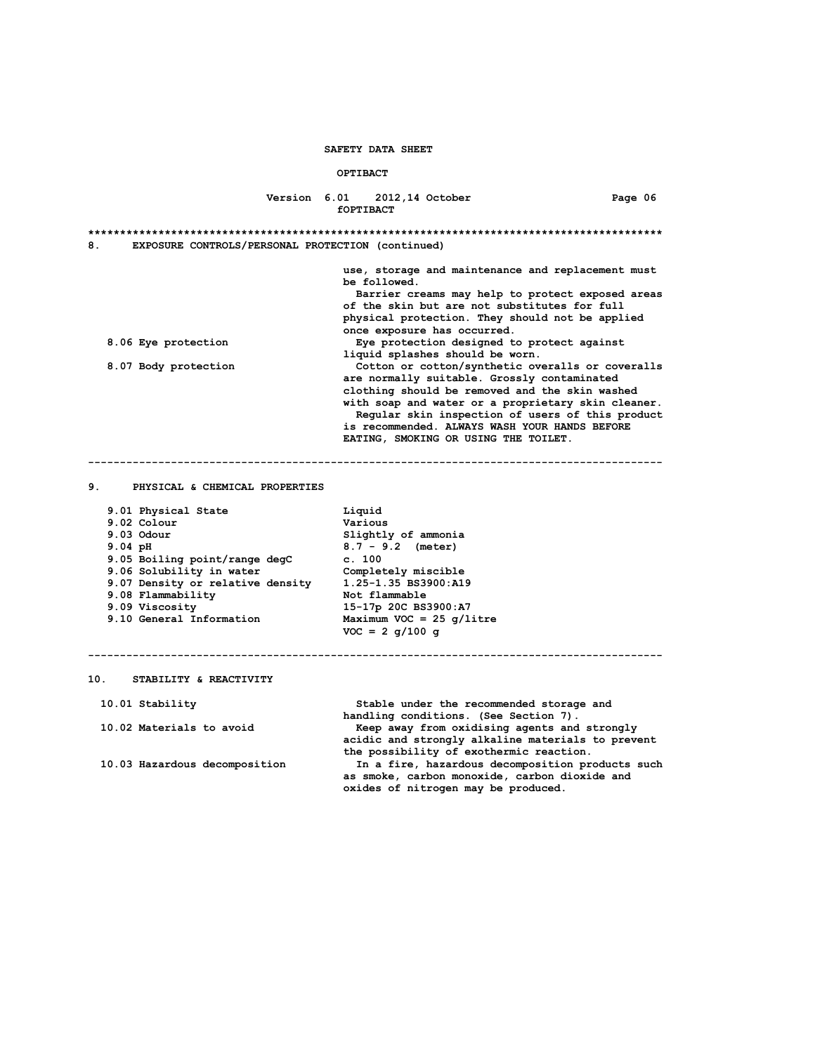## 8. EXPOSURE CONTROLS/PERSONAL PROTECTION (continued)

use, storage and maintenance and replacement must be followed.

Barrier creams may help to protect exposed areas of the skin but are not substitutes for full physical protection. They should not be applied once exposure has occurred.

| | |
|---|---|
| 8.06 Eye protection | Eye protection designed to protect against liquid splashes should be worn. |
| 8.07 Body protection | Cotton or cotton/synthetic overalls or coveralls are normally suitable. Grossly contaminated clothing should be removed and the skin washed with soap and water or a proprietary skin cleaner. Regular skin inspection of users of this product is recommended. ALWAYS WASH YOUR HANDS BEFORE EATING, SMOKING OR USING THE TOILET. |

---

## 9. PHYSICAL & CHEMICAL PROPERTIES

| | |
|---|---|
| 9.01 Physical State | Liquid |
| 9.02 Colour | Various |
| 9.03 Odour | Slightly of ammonia |
| 9.04 pH | 8.7 - 9.2 (meter) |
| 9.05 Boiling point/range degC | c. 100 |
| 9.06 Solubility in water | Completely miscible |
| 9.07 Density or relative density | 1.25-1.35 BS3900:A19 |
| 9.08 Flammability | Not flammable |
| 9.09 Viscosity | 15-17p 20C BS3900:A7 |
| 9.10 General Information | Maximum VOC = 25 g/litre<br>VOC = 2 g/100 g |

---

## 10. STABILITY & REACTIVITY

| | |
|---|---|
| 10.01 Stability | Stable under the recommended storage and handling conditions. (See Section 7). |
| 10.02 Materials to avoid | Keep away from oxidising agents and strongly acidic and strongly alkaline materials to prevent the possibility of exothermic reaction. |
| 10.03 Hazardous decomposition | In a fire, hazardous decomposition products such as smoke, carbon monoxide, carbon dioxide and oxides of nitrogen may be produced. |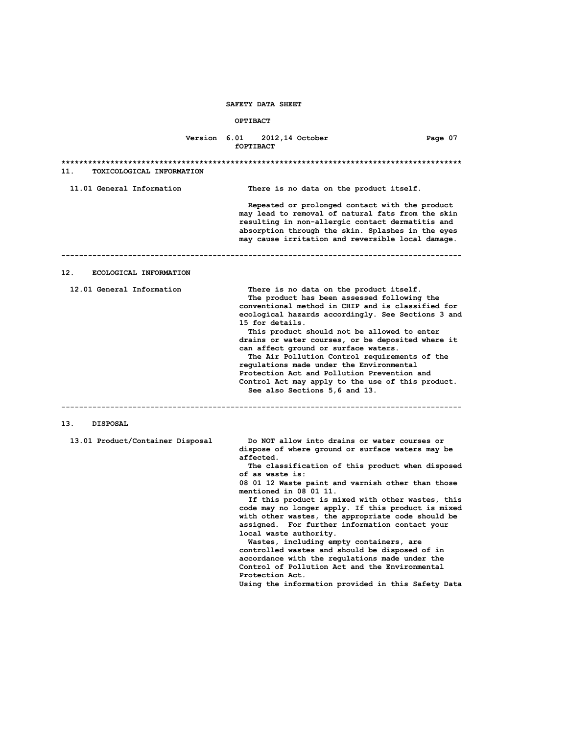## 11. TOXICOLOGICAL INFORMATION

**11.01 General Information**

There is no data on the product itself.

Repeated or prolonged contact with the product may lead to removal of natural fats from the skin resulting in non-allergic contact dermatitis and absorption through the skin. Splashes in the eyes may cause irritation and reversible local damage.

---

## 12. ECOLOGICAL INFORMATION

**12.01 General Information**

There is no data on the product itself.

The product has been assessed following the conventional method in CHIP and is classified for ecological hazards accordingly. See Sections 3 and 15 for details.

This product should not be allowed to enter drains or water courses, or be deposited where it can affect ground or surface waters.

The Air Pollution Control requirements of the regulations made under the Environmental Protection Act and Pollution Prevention and Control Act may apply to the use of this product.

See also Sections 5,6 and 13.

---

## 13. DISPOSAL

**13.01 Product/Container Disposal**

Do NOT allow into drains or water courses or dispose of where ground or surface waters may be affected.

The classification of this product when disposed of as waste is:

08 01 12 Waste paint and varnish other than those mentioned in 08 01 11.

If this product is mixed with other wastes, this code may no longer apply. If this product is mixed with other wastes, the appropriate code should be assigned. For further information contact your local waste authority.

Wastes, including empty containers, are controlled wastes and should be disposed of in accordance with the regulations made under the Control of Pollution Act and the Environmental Protection Act.

Using the information provided in this Safety Data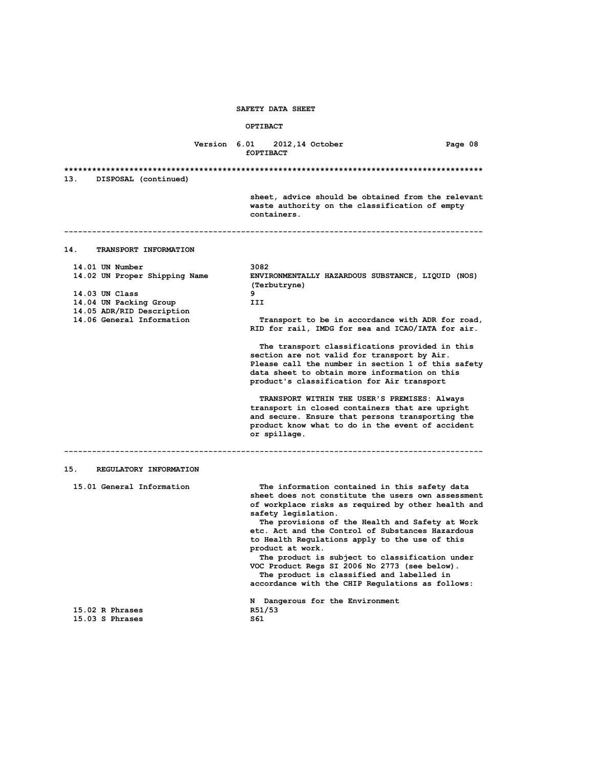## 13. DISPOSAL (continued)

sheet, advice should be obtained from the relevant waste authority on the classification of empty containers.

---

## 14. TRANSPORT INFORMATION

| | |
|---|---|
| 14.01 UN Number | 3082 |
| 14.02 UN Proper Shipping Name | ENVIRONMENTALLY HAZARDOUS SUBSTANCE, LIQUID (NOS) (Terbutryne) |
| 14.03 UN Class | 9 |
| 14.04 UN Packing Group | III |
| 14.05 ADR/RID Description | |
| 14.06 General Information | Transport to be in accordance with ADR for road, RID for rail, IMDG for sea and ICAO/IATA for air. |

The transport classifications provided in this section are not valid for transport by Air. Please call the number in section 1 of this safety data sheet to obtain more information on this product's classification for Air transport

TRANSPORT WITHIN THE USER'S PREMISES: Always transport in closed containers that are upright and secure. Ensure that persons transporting the product know what to do in the event of accident or spillage.

---

## 15. REGULATORY INFORMATION

**15.01 General Information**

The information contained in this safety data sheet does not constitute the users own assessment of workplace risks as required by other health and safety legislation.
The provisions of the Health and Safety at Work etc. Act and the Control of Substances Hazardous to Health Regulations apply to the use of this product at work.
The product is subject to classification under VOC Product Regs SI 2006 No 2773 (see below).
The product is classified and labelled in accordance with the CHIP Regulations as follows:

N Dangerous for the Environment

| | |
|---|---|
| 15.02 R Phrases | R51/53 |
| 15.03 S Phrases | S61 |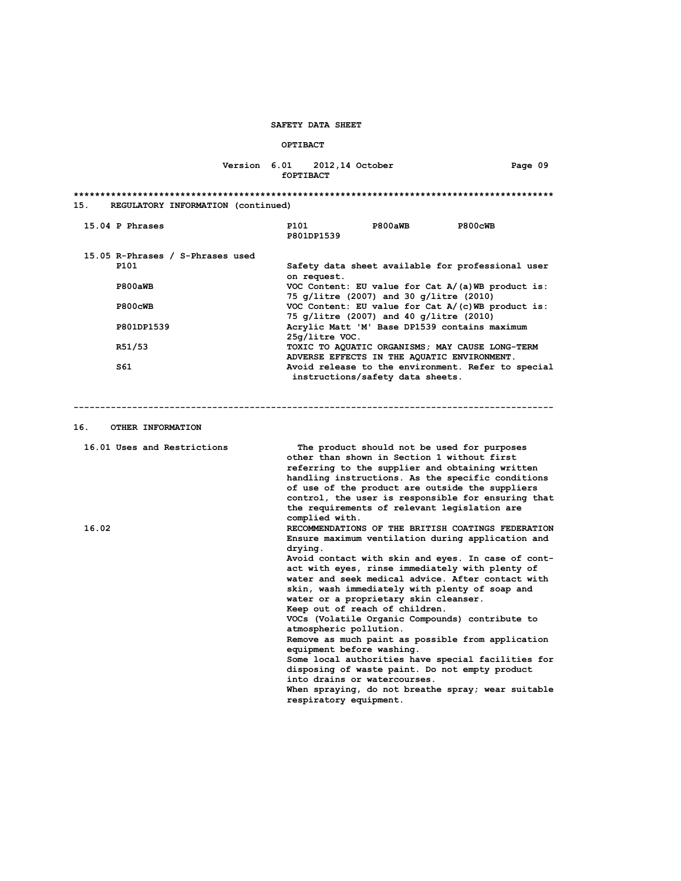## 15. REGULATORY INFORMATION (continued)

**15.04 P Phrases** — P101 P800aWB P800cWB P801DP1539

**15.05 R-Phrases / S-Phrases used**

| Code | Description |
| --- | --- |
| P101 | Safety data sheet available for professional user on request. |
| P800aWB | VOC Content: EU value for Cat A/(a)WB product is: 75 g/litre (2007) and 30 g/litre (2010) |
| P800cWB | VOC Content: EU value for Cat A/(c)WB product is: 75 g/litre (2007) and 40 g/litre (2010) |
| P801DP1539 | Acrylic Matt 'M' Base DP1539 contains maximum 25g/litre VOC. |
| R51/53 | TOXIC TO AQUATIC ORGANISMS; MAY CAUSE LONG-TERM ADVERSE EFFECTS IN THE AQUATIC ENVIRONMENT. |
| S61 | Avoid release to the environment. Refer to special instructions/safety data sheets. |

---

## 16. OTHER INFORMATION

**16.01 Uses and Restrictions**

The product should not be used for purposes other than shown in Section 1 without first referring to the supplier and obtaining written handling instructions. As the specific conditions of use of the product are outside the suppliers control, the user is responsible for ensuring that the requirements of relevant legislation are complied with.

**16.02**

RECOMMENDATIONS OF THE BRITISH COATINGS FEDERATION

Ensure maximum ventilation during application and drying.

Avoid contact with skin and eyes. In case of contact with eyes, rinse immediately with plenty of water and seek medical advice. After contact with skin, wash immediately with plenty of soap and water or a proprietary skin cleanser.

Keep out of reach of children.

VOCs (Volatile Organic Compounds) contribute to atmospheric pollution.

Remove as much paint as possible from application equipment before washing.

Some local authorities have special facilities for disposing of waste paint. Do not empty product into drains or watercourses.

When spraying, do not breathe spray; wear suitable respiratory equipment.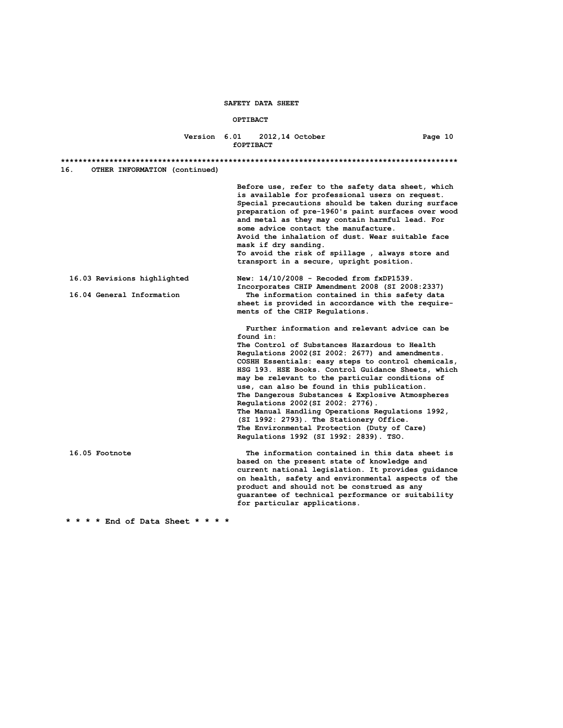## 16. OTHER INFORMATION (continued)

Before use, refer to the safety data sheet, which is available for professional users on request. Special precautions should be taken during surface preparation of pre-1960's paint surfaces over wood and metal as they may contain harmful lead. For some advice contact the manufacture.
Avoid the inhalation of dust. Wear suitable face mask if dry sanding.
To avoid the risk of spillage , always store and transport in a secure, upright position.

**16.03 Revisions highlighted**

New: 14/10/2008 - Recoded from fxDP1539.
Incorporates CHIP Amendment 2008 (SI 2008:2337)

**16.04 General Information**

The information contained in this safety data sheet is provided in accordance with the requirements of the CHIP Regulations.

Further information and relevant advice can be found in:
The Control of Substances Hazardous to Health Regulations 2002(SI 2002: 2677) and amendments.
COSHH Essentials: easy steps to control chemicals, HSG 193. HSE Books. Control Guidance Sheets, which may be relevant to the particular conditions of use, can also be found in this publication.
The Dangerous Substances & Explosive Atmospheres Regulations 2002(SI 2002: 2776).
The Manual Handling Operations Regulations 1992, (SI 1992: 2793). The Stationery Office.
The Environmental Protection (Duty of Care) Regulations 1992 (SI 1992: 2839). TSO.

**16.05 Footnote**

The information contained in this data sheet is based on the present state of knowledge and current national legislation. It provides guidance on health, safety and environmental aspects of the product and should not be construed as any guarantee of technical performance or suitability for particular applications.

**\* \* \* \* End of Data Sheet \* \* \* \***